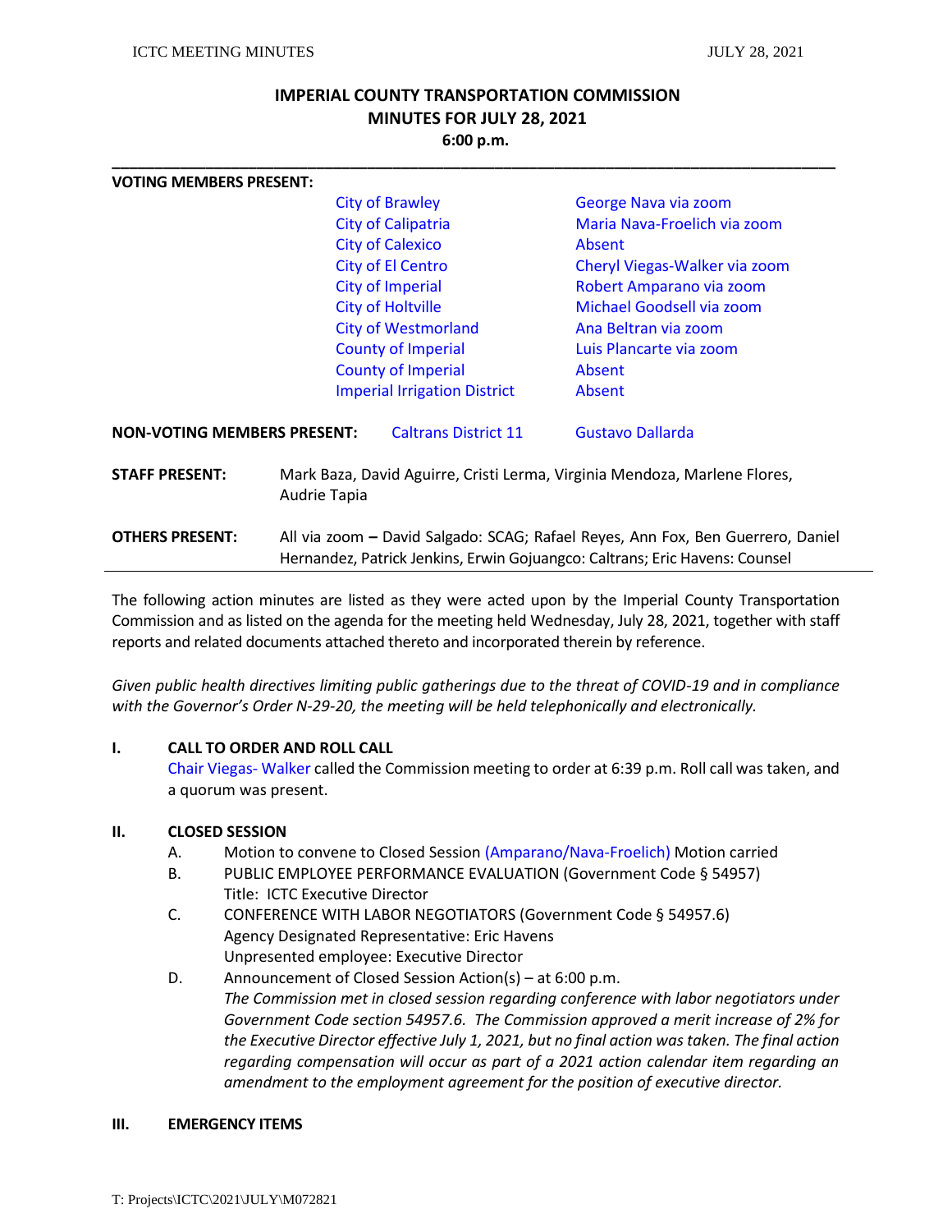# IMPERIAL COUNTY TRANSPORTATION COMMISSION
## MINUTES FOR JULY 28, 2021
**6:00 p.m.**

---

**VOTING MEMBERS PRESENT:**

| | |
|---|---|
| City of Brawley | George Nava via zoom |
| City of Calipatria | Maria Nava-Froelich via zoom |
| City of Calexico | Absent |
| City of El Centro | Cheryl Viegas-Walker via zoom |
| City of Imperial | Robert Amparano via zoom |
| City of Holtville | Michael Goodsell via zoom |
| City of Westmorland | Ana Beltran via zoom |
| County of Imperial | Luis Plancarte via zoom |
| County of Imperial | Absent |
| Imperial Irrigation District | Absent |

**NON-VOTING MEMBERS PRESENT:** Caltrans District 11 — Gustavo Dallarda

**STAFF PRESENT:** Mark Baza, David Aguirre, Cristi Lerma, Virginia Mendoza, Marlene Flores, Audrie Tapia

**OTHERS PRESENT:** All via zoom **–** David Salgado: SCAG; Rafael Reyes, Ann Fox, Ben Guerrero, Daniel Hernandez, Patrick Jenkins, Erwin Gojuangco: Caltrans; Eric Havens: Counsel

---

The following action minutes are listed as they were acted upon by the Imperial County Transportation Commission and as listed on the agenda for the meeting held Wednesday, July 28, 2021, together with staff reports and related documents attached thereto and incorporated therein by reference.

*Given public health directives limiting public gatherings due to the threat of COVID-19 and in compliance with the Governor's Order N-29-20, the meeting will be held telephonically and electronically.*

**I. CALL TO ORDER AND ROLL CALL**

Chair Viegas- Walker called the Commission meeting to order at 6:39 p.m. Roll call was taken, and a quorum was present.

**II. CLOSED SESSION**

A. Motion to convene to Closed Session (Amparano/Nava-Froelich) Motion carried

B. PUBLIC EMPLOYEE PERFORMANCE EVALUATION (Government Code § 54957)
Title: ICTC Executive Director

C. CONFERENCE WITH LABOR NEGOTIATORS (Government Code § 54957.6)
Agency Designated Representative: Eric Havens
Unpresented employee: Executive Director

D. Announcement of Closed Session Action(s) – at 6:00 p.m.
*The Commission met in closed session regarding conference with labor negotiators under Government Code section 54957.6. The Commission approved a merit increase of 2% for the Executive Director effective July 1, 2021, but no final action was taken. The final action regarding compensation will occur as part of a 2021 action calendar item regarding an amendment to the employment agreement for the position of executive director.*

**III. EMERGENCY ITEMS**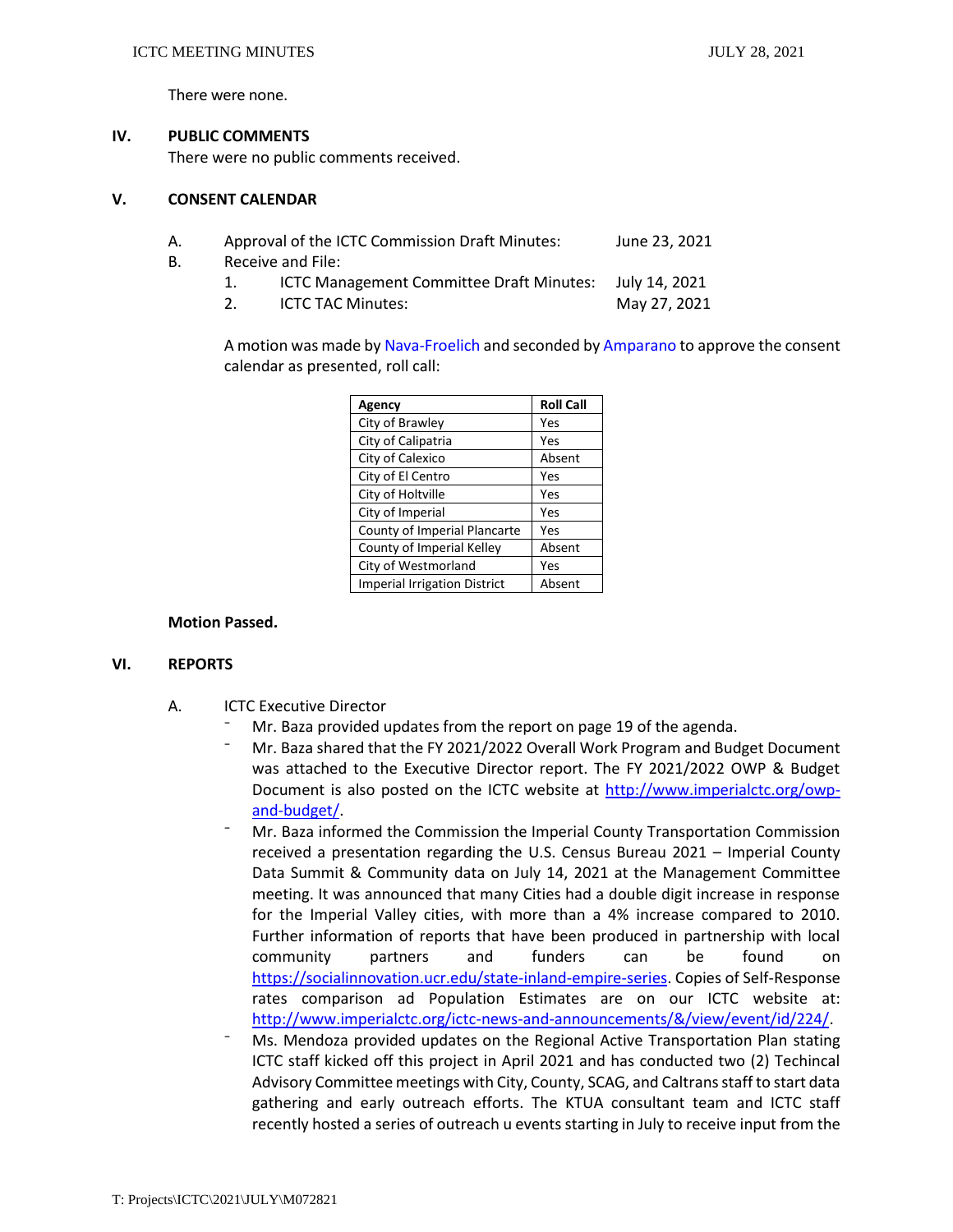There were none.

## IV. PUBLIC COMMENTS

There were no public comments received.

## V. CONSENT CALENDAR

A. Approval of the ICTC Commission Draft Minutes: June 23, 2021

B. Receive and File:

1. ICTC Management Committee Draft Minutes: July 14, 2021
2. ICTC TAC Minutes: May 27, 2021

A motion was made by Nava-Froelich and seconded by Amparano to approve the consent calendar as presented, roll call:

| Agency | Roll Call |
|---|---|
| City of Brawley | Yes |
| City of Calipatria | Yes |
| City of Calexico | Absent |
| City of El Centro | Yes |
| City of Holtville | Yes |
| City of Imperial | Yes |
| County of Imperial Plancarte | Yes |
| County of Imperial Kelley | Absent |
| City of Westmorland | Yes |
| Imperial Irrigation District | Absent |

**Motion Passed.**

## VI. REPORTS

A. ICTC Executive Director

- Mr. Baza provided updates from the report on page 19 of the agenda.
- Mr. Baza shared that the FY 2021/2022 Overall Work Program and Budget Document was attached to the Executive Director report. The FY 2021/2022 OWP & Budget Document is also posted on the ICTC website at http://www.imperialctc.org/owp-and-budget/.
- Mr. Baza informed the Commission the Imperial County Transportation Commission received a presentation regarding the U.S. Census Bureau 2021 – Imperial County Data Summit & Community data on July 14, 2021 at the Management Committee meeting. It was announced that many Cities had a double digit increase in response for the Imperial Valley cities, with more than a 4% increase compared to 2010. Further information of reports that have been produced in partnership with local community partners and funders can be found on https://socialinnovation.ucr.edu/state-inland-empire-series. Copies of Self-Response rates comparison ad Population Estimates are on our ICTC website at: http://www.imperialctc.org/ictc-news-and-announcements/&/view/event/id/224/.
- Ms. Mendoza provided updates on the Regional Active Transportation Plan stating ICTC staff kicked off this project in April 2021 and has conducted two (2) Techincal Advisory Committee meetings with City, County, SCAG, and Caltrans staff to start data gathering and early outreach efforts. The KTUA consultant team and ICTC staff recently hosted a series of outreach u events starting in July to receive input from the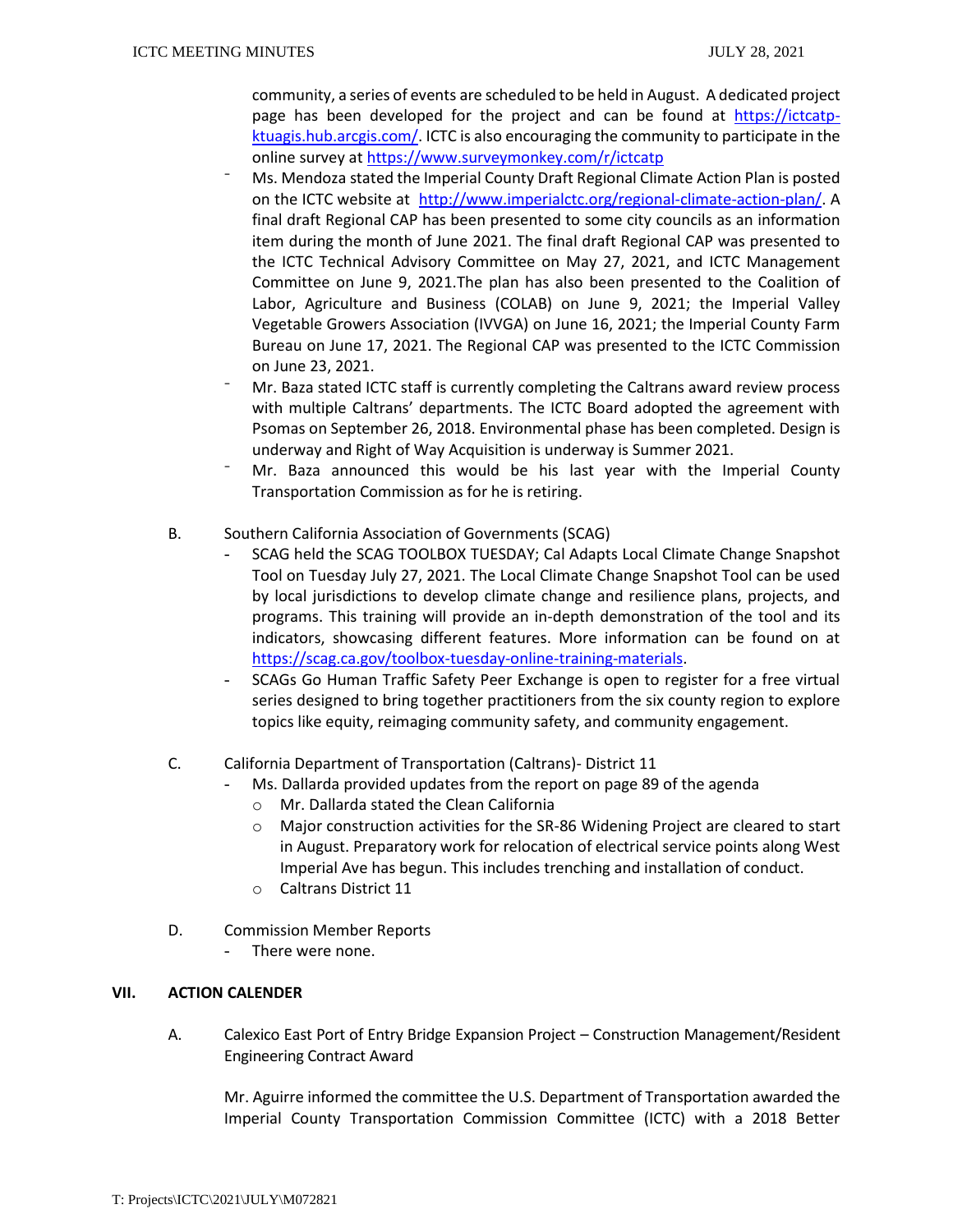community, a series of events are scheduled to be held in August. A dedicated project page has been developed for the project and can be found at https://ictcatp-ktuagis.hub.arcgis.com/. ICTC is also encouraging the community to participate in the online survey at https://www.surveymonkey.com/r/ictcatp

- Ms. Mendoza stated the Imperial County Draft Regional Climate Action Plan is posted on the ICTC website at http://www.imperialctc.org/regional-climate-action-plan/. A final draft Regional CAP has been presented to some city councils as an information item during the month of June 2021. The final draft Regional CAP was presented to the ICTC Technical Advisory Committee on May 27, 2021, and ICTC Management Committee on June 9, 2021.The plan has also been presented to the Coalition of Labor, Agriculture and Business (COLAB) on June 9, 2021; the Imperial Valley Vegetable Growers Association (IVVGA) on June 16, 2021; the Imperial County Farm Bureau on June 17, 2021. The Regional CAP was presented to the ICTC Commission on June 23, 2021.
- Mr. Baza stated ICTC staff is currently completing the Caltrans award review process with multiple Caltrans' departments. The ICTC Board adopted the agreement with Psomas on September 26, 2018. Environmental phase has been completed. Design is underway and Right of Way Acquisition is underway is Summer 2021.
- Mr. Baza announced this would be his last year with the Imperial County Transportation Commission as for he is retiring.

B. Southern California Association of Governments (SCAG)
   - SCAG held the SCAG TOOLBOX TUESDAY; Cal Adapts Local Climate Change Snapshot Tool on Tuesday July 27, 2021. The Local Climate Change Snapshot Tool can be used by local jurisdictions to develop climate change and resilience plans, projects, and programs. This training will provide an in-depth demonstration of the tool and its indicators, showcasing different features. More information can be found on at https://scag.ca.gov/toolbox-tuesday-online-training-materials.
   - SCAGs Go Human Traffic Safety Peer Exchange is open to register for a free virtual series designed to bring together practitioners from the six county region to explore topics like equity, reimaging community safety, and community engagement.

C. California Department of Transportation (Caltrans)- District 11
   - Ms. Dallarda provided updates from the report on page 89 of the agenda
     - Mr. Dallarda stated the Clean California
     - Major construction activities for the SR-86 Widening Project are cleared to start in August. Preparatory work for relocation of electrical service points along West Imperial Ave has begun. This includes trenching and installation of conduct.
     - Caltrans District 11

D. Commission Member Reports
   - There were none.

## VII. ACTION CALENDER

A. Calexico East Port of Entry Bridge Expansion Project – Construction Management/Resident Engineering Contract Award

Mr. Aguirre informed the committee the U.S. Department of Transportation awarded the Imperial County Transportation Commission Committee (ICTC) with a 2018 Better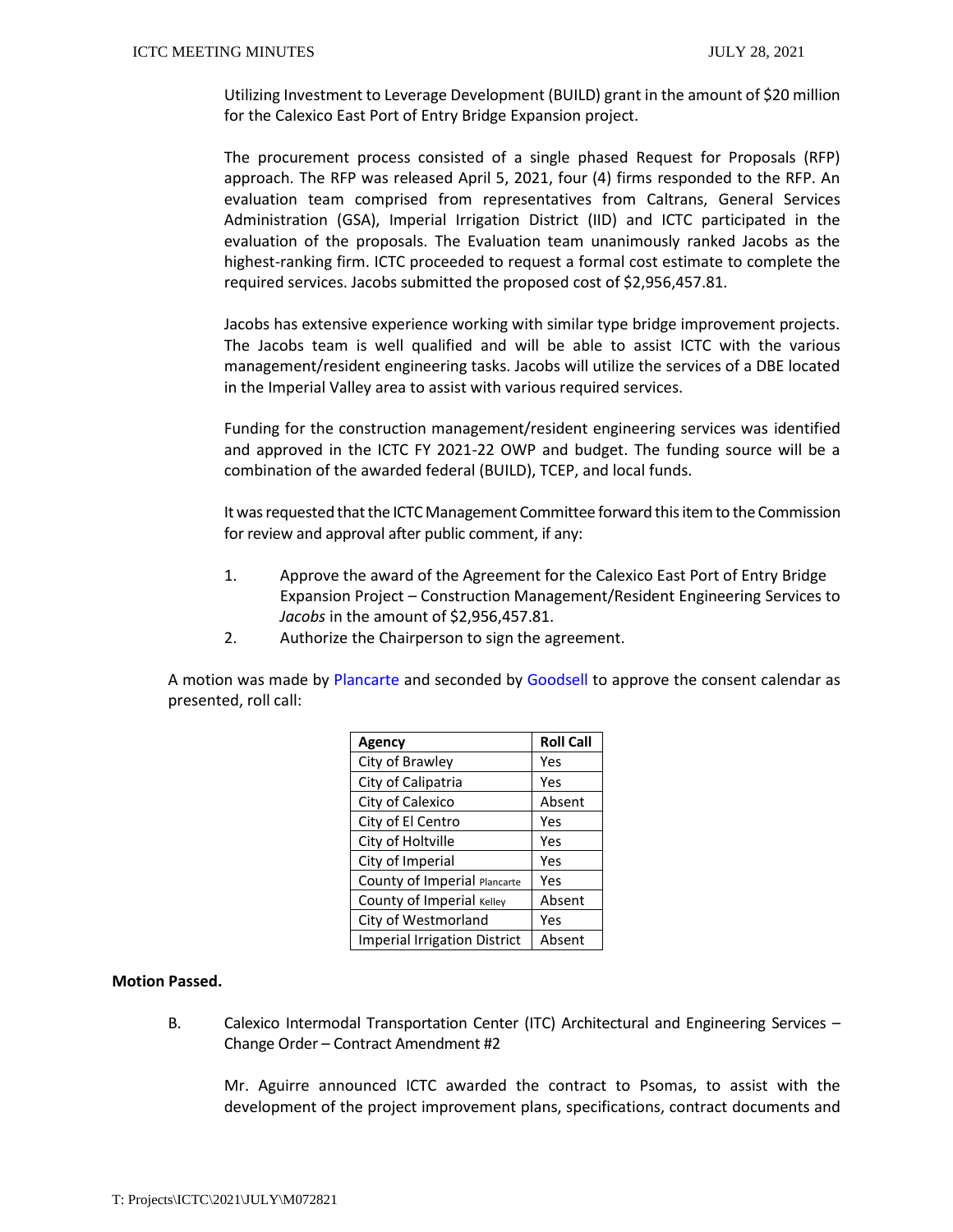Utilizing Investment to Leverage Development (BUILD) grant in the amount of $20 million for the Calexico East Port of Entry Bridge Expansion project.

The procurement process consisted of a single phased Request for Proposals (RFP) approach. The RFP was released April 5, 2021, four (4) firms responded to the RFP. An evaluation team comprised from representatives from Caltrans, General Services Administration (GSA), Imperial Irrigation District (IID) and ICTC participated in the evaluation of the proposals. The Evaluation team unanimously ranked Jacobs as the highest-ranking firm. ICTC proceeded to request a formal cost estimate to complete the required services. Jacobs submitted the proposed cost of $2,956,457.81.

Jacobs has extensive experience working with similar type bridge improvement projects. The Jacobs team is well qualified and will be able to assist ICTC with the various management/resident engineering tasks. Jacobs will utilize the services of a DBE located in the Imperial Valley area to assist with various required services.

Funding for the construction management/resident engineering services was identified and approved in the ICTC FY 2021-22 OWP and budget. The funding source will be a combination of the awarded federal (BUILD), TCEP, and local funds.

It was requested that the ICTC Management Committee forward this item to the Commission for review and approval after public comment, if any:

1. Approve the award of the Agreement for the Calexico East Port of Entry Bridge Expansion Project – Construction Management/Resident Engineering Services to *Jacobs* in the amount of $2,956,457.81.
2. Authorize the Chairperson to sign the agreement.

A motion was made by Plancarte and seconded by Goodsell to approve the consent calendar as presented, roll call:

| Agency | Roll Call |
|---|---|
| City of Brawley | Yes |
| City of Calipatria | Yes |
| City of Calexico | Absent |
| City of El Centro | Yes |
| City of Holtville | Yes |
| City of Imperial | Yes |
| County of Imperial Plancarte | Yes |
| County of Imperial Kelley | Absent |
| City of Westmorland | Yes |
| Imperial Irrigation District | Absent |

**Motion Passed.**

B. Calexico Intermodal Transportation Center (ITC) Architectural and Engineering Services – Change Order – Contract Amendment #2

Mr. Aguirre announced ICTC awarded the contract to Psomas, to assist with the development of the project improvement plans, specifications, contract documents and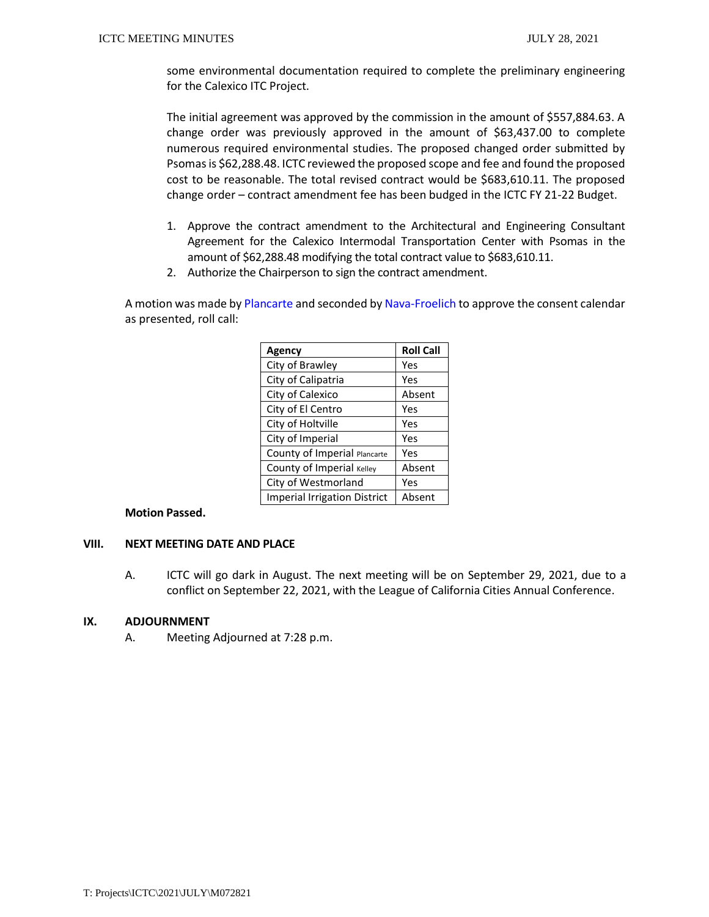some environmental documentation required to complete the preliminary engineering for the Calexico ITC Project.

The initial agreement was approved by the commission in the amount of $557,884.63. A change order was previously approved in the amount of $63,437.00 to complete numerous required environmental studies. The proposed changed order submitted by Psomas is $62,288.48. ICTC reviewed the proposed scope and fee and found the proposed cost to be reasonable. The total revised contract would be $683,610.11. The proposed change order – contract amendment fee has been budged in the ICTC FY 21-22 Budget.

1. Approve the contract amendment to the Architectural and Engineering Consultant Agreement for the Calexico Intermodal Transportation Center with Psomas in the amount of $62,288.48 modifying the total contract value to $683,610.11.
2. Authorize the Chairperson to sign the contract amendment.

A motion was made by Plancarte and seconded by Nava-Froelich to approve the consent calendar as presented, roll call:

| Agency | Roll Call |
|---|---|
| City of Brawley | Yes |
| City of Calipatria | Yes |
| City of Calexico | Absent |
| City of El Centro | Yes |
| City of Holtville | Yes |
| City of Imperial | Yes |
| County of Imperial Plancarte | Yes |
| County of Imperial Kelley | Absent |
| City of Westmorland | Yes |
| Imperial Irrigation District | Absent |

**Motion Passed.**

## VIII. NEXT MEETING DATE AND PLACE

A. ICTC will go dark in August. The next meeting will be on September 29, 2021, due to a conflict on September 22, 2021, with the League of California Cities Annual Conference.

## IX. ADJOURNMENT

A. Meeting Adjourned at 7:28 p.m.

T: Projects\ICTC\2021\JULY\M072821